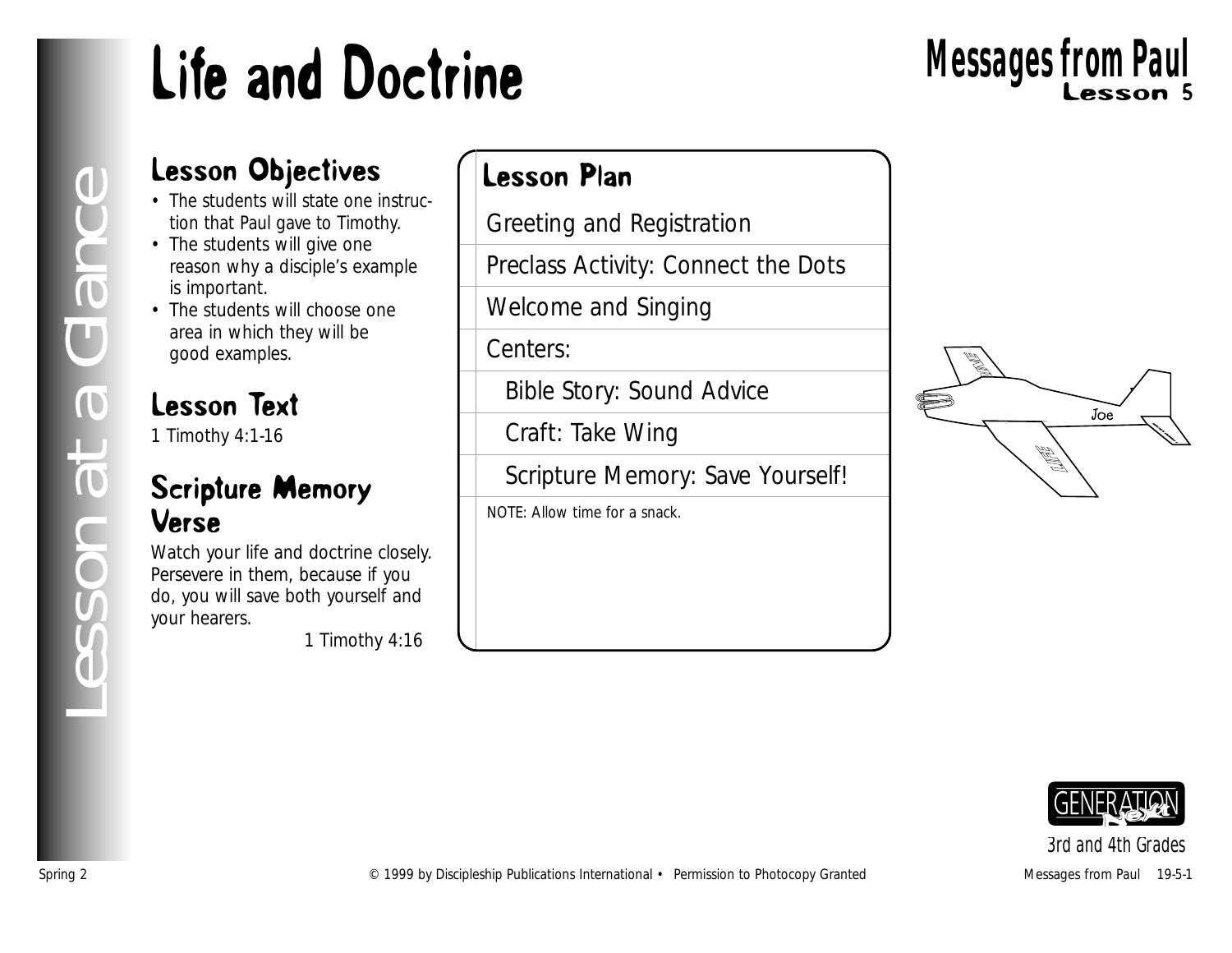# Life and Doctrine

## Messages from Paul
### Lesson 5

Lesson at a Glance

## Lesson Objectives

- The students will state one instruction that Paul gave to Timothy.
- The students will give one reason why a disciple's example is important.
- The students will choose one area in which they will be good examples.

## Lesson Text

1 Timothy 4:1-16

## Scripture Memory Verse

Watch your life and doctrine closely. Persevere in them, because if you do, you will save both yourself and your hearers.

1 Timothy 4:16

## Lesson Plan

- Greeting and Registration
- Preclass Activity: Connect the Dots
- Welcome and Singing
- Centers:
  - Bible Story: Sound Advice
  - Craft: Take Wing
  - Scripture Memory: Save Yourself!

NOTE: Allow time for a snack.

GENERATION next

3rd and 4th Grades

Spring 2 © 1999 by Discipleship Publications International • Permission to Photocopy Granted Messages from Paul 19-5-1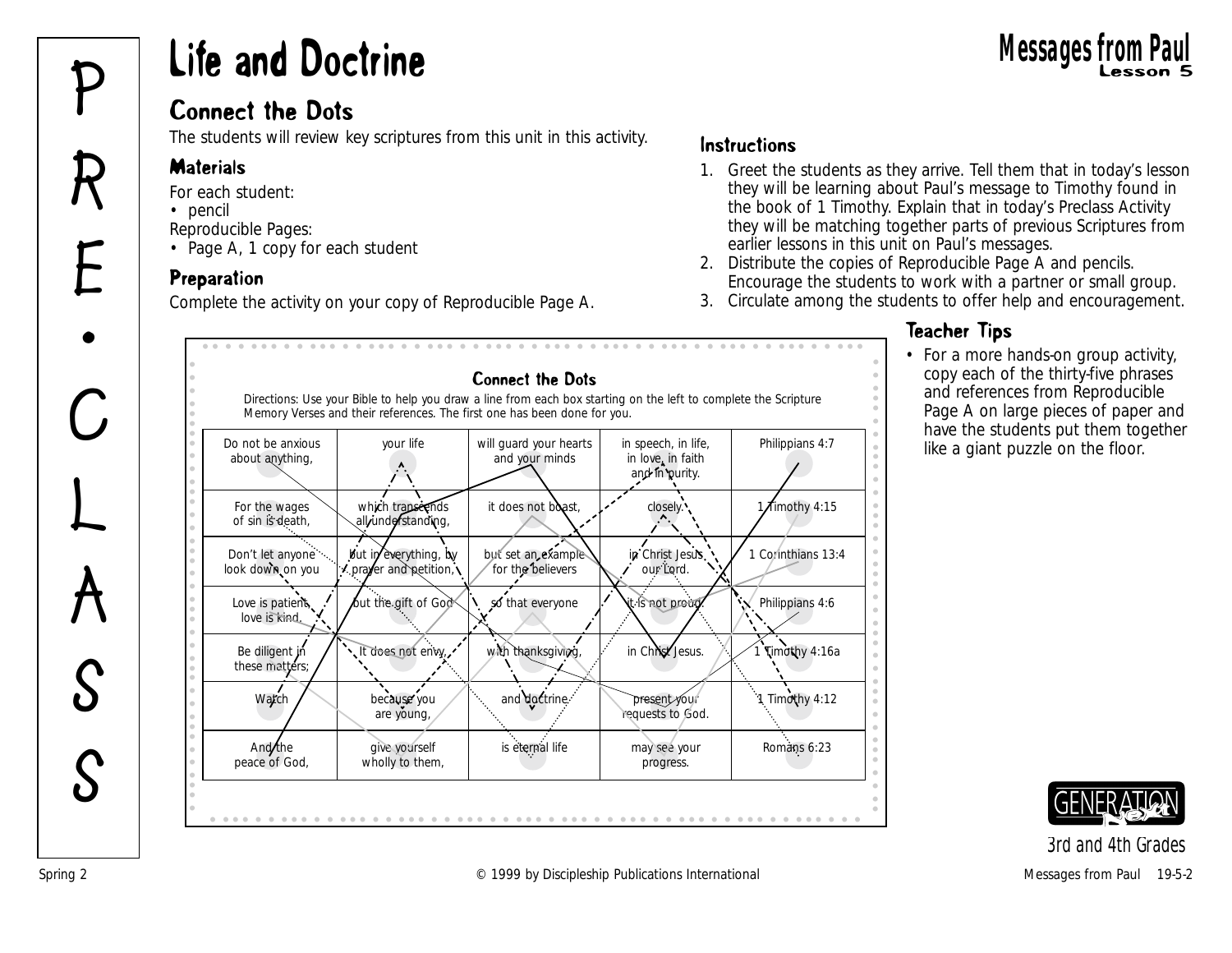# Life and Doctrine

**Messages from Paul**
**Lesson 5**

P R E • C L A S S

## Connect the Dots

The students will review key scriptures from this unit in this activity.

### Materials

For each student:
- pencil

Reproducible Pages:
- Page A, 1 copy for each student

### Preparation

Complete the activity on your copy of Reproducible Page A.

### Instructions

1. Greet the students as they arrive. Tell them that in today's lesson they will be learning about Paul's message to Timothy found in the book of 1 Timothy. Explain that in today's Preclass Activity they will be matching together parts of previous Scriptures from earlier lessons in this unit on Paul's messages.
2. Distribute the copies of Reproducible Page A and pencils. Encourage the students to work with a partner or small group.
3. Circulate among the students to offer help and encouragement.

### Teacher Tips

- For a more hands-on group activity, copy each of the thirty-five phrases and references from Reproducible Page A on large pieces of paper and have the students put them together like a giant puzzle on the floor.

### Connect the Dots

Directions: Use your Bible to help you draw a line from each box starting on the left to complete the Scripture Memory Verses and their references. The first one has been done for you.

| | | | | |
|---|---|---|---|---|
| Do not be anxious about anything, | your life | will guard your hearts and your minds | in speech, in life, in love, in faith and in purity. | Philippians 4:7 |
| For the wages of sin is death, | which transcends all understanding, | it does not boast, | closely. | 1 Timothy 4:15 |
| Don't let anyone look down on you | but in everything, by prayer and petition, | but set an example for the believers | in Christ Jesus our Lord. | 1 Corinthians 13:4 |
| Love is patient, love is kind. | but the gift of God | so that everyone | it is not proud. | Philippians 4:6 |
| Be diligent in these matters; | It does not envy, | with thanksgiving, | in Christ Jesus. | 1 Timothy 4:16a |
| Watch | because you are young, | and doctrine. | present your requests to God. | 1 Timothy 4:12 |
| And the peace of God, | give yourself wholly to them, | is eternal life | may see your progress. | Romans 6:23 |

3rd and 4th Grades

Spring 2 © 1999 by Discipleship Publications International Messages from Paul 19-5-2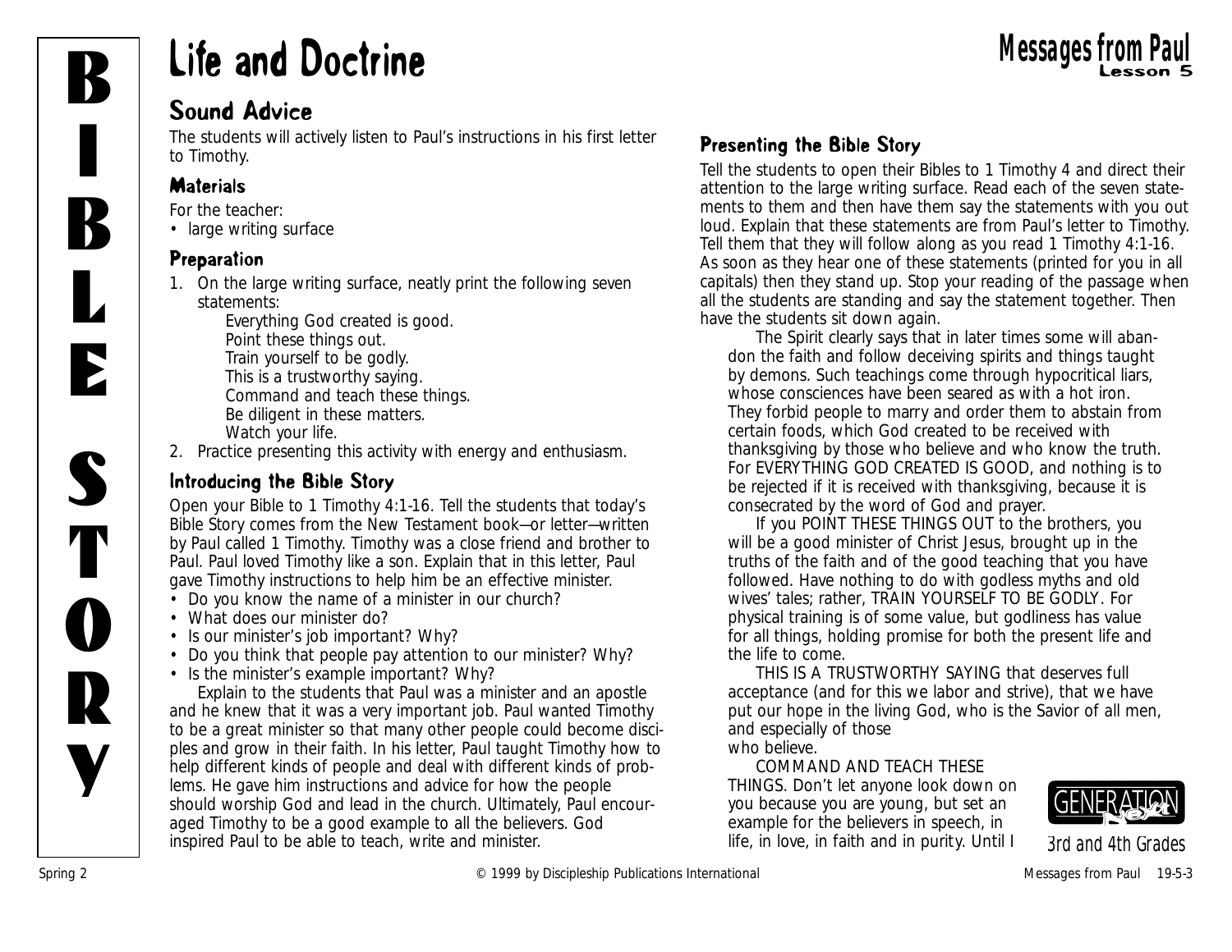# Life and Doctrine

## Sound Advice

The students will actively listen to Paul's instructions in his first letter to Timothy.

### Materials

For the teacher:
- large writing surface

### Preparation

1. On the large writing surface, neatly print the following seven statements:
   Everything God created is good.
   Point these things out.
   Train yourself to be godly.
   This is a trustworthy saying.
   Command and teach these things.
   Be diligent in these matters.
   Watch your life.
2. Practice presenting this activity with energy and enthusiasm.

### Introducing the Bible Story

Open your Bible to 1 Timothy 4:1-16. Tell the students that today's Bible Story comes from the New Testament book—or letter—written by Paul called 1 Timothy. Timothy was a close friend and brother to Paul. Paul loved Timothy like a son. Explain that in this letter, Paul gave Timothy instructions to help him be an effective minister.

- Do you know the name of a minister in our church?
- What does our minister do?
- Is our minister's job important? Why?
- Do you think that people pay attention to our minister? Why?
- Is the minister's example important? Why?

Explain to the students that Paul was a minister and an apostle and he knew that it was a very important job. Paul wanted Timothy to be a great minister so that many other people could become disciples and grow in their faith. In his letter, Paul taught Timothy how to help different kinds of people and deal with different kinds of problems. He gave him instructions and advice for how the people should worship God and lead in the church. Ultimately, Paul encouraged Timothy to be a good example to all the believers. God inspired Paul to be able to teach, write and minister.

### Presenting the Bible Story

Tell the students to open their Bibles to 1 Timothy 4 and direct their attention to the large writing surface. Read each of the seven statements to them and then have them say the statements with you out loud. Explain that these statements are from Paul's letter to Timothy. Tell them that they will follow along as you read 1 Timothy 4:1-16. As soon as they hear one of these statements (printed for you in all capitals) then they stand up. Stop your reading of the passage when all the students are standing and say the statement together. Then have the students sit down again.

> The Spirit clearly says that in later times some will abandon the faith and follow deceiving spirits and things taught by demons. Such teachings come through hypocritical liars, whose consciences have been seared as with a hot iron. They forbid people to marry and order them to abstain from certain foods, which God created to be received with thanksgiving by those who believe and who know the truth. For EVERYTHING GOD CREATED IS GOOD, and nothing is to be rejected if it is received with thanksgiving, because it is consecrated by the word of God and prayer.
>
> If you POINT THESE THINGS OUT to the brothers, you will be a good minister of Christ Jesus, brought up in the truths of the faith and of the good teaching that you have followed. Have nothing to do with godless myths and old wives' tales; rather, TRAIN YOURSELF TO BE GODLY. For physical training is of some value, but godliness has value for all things, holding promise for both the present life and the life to come.
>
> THIS IS A TRUSTWORTHY SAYING that deserves full acceptance (and for this we labor and strive), that we have put our hope in the living God, who is the Savior of all men, and especially of those who believe.
>
> COMMAND AND TEACH THESE THINGS. Don't let anyone look down on you because you are young, but set an example for the believers in speech, in life, in love, in faith and in purity. Until I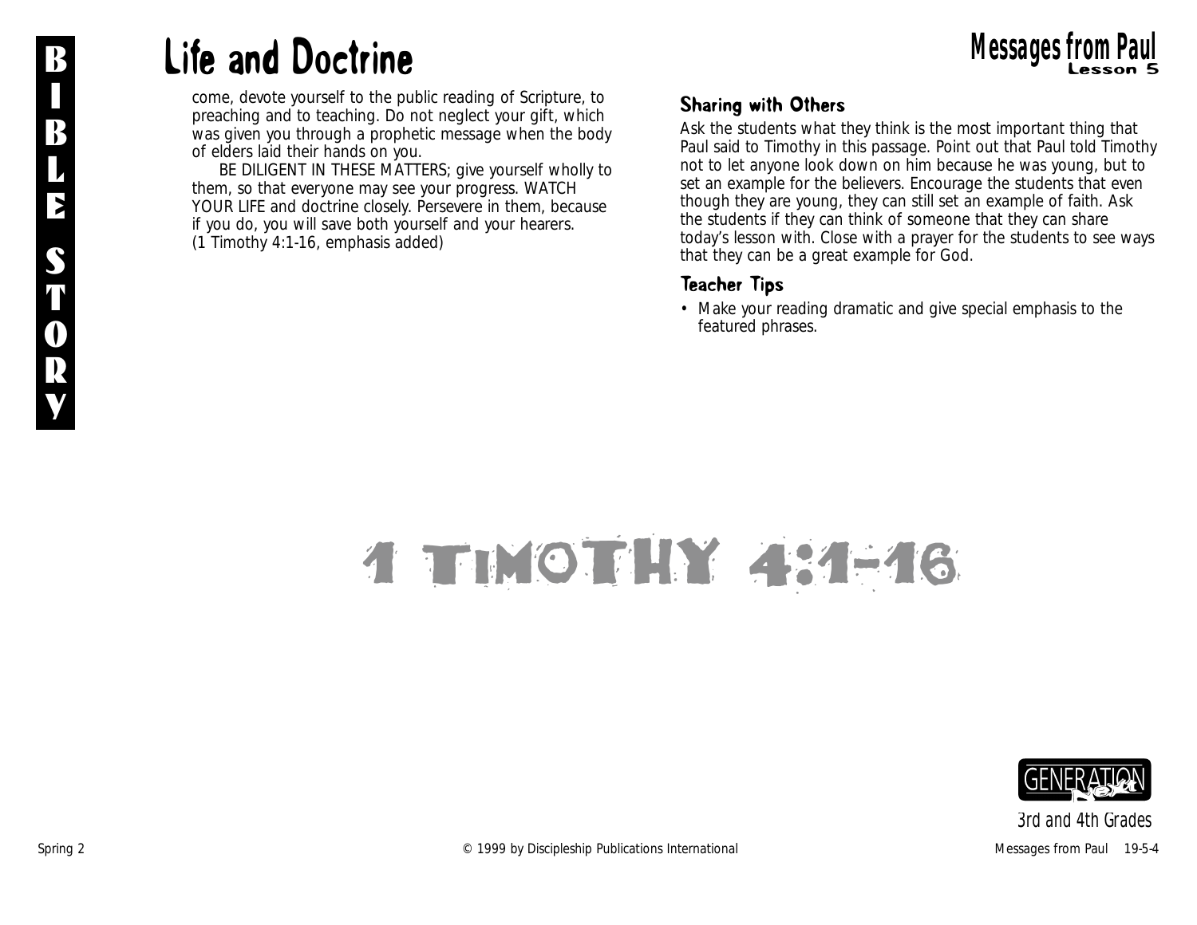# Life and Doctrine

come, devote yourself to the public reading of Scripture, to preaching and to teaching. Do not neglect your gift, which was given you through a prophetic message when the body of elders laid their hands on you.

BE DILIGENT IN THESE MATTERS; give yourself wholly to them, so that everyone may see your progress. WATCH YOUR LIFE and doctrine closely. Persevere in them, because if you do, you will save both yourself and your hearers. (1 Timothy 4:1-16, emphasis added)

## Sharing with Others

Ask the students what they think is the most important thing that Paul said to Timothy in this passage. Point out that Paul told Timothy not to let anyone look down on him because he was young, but to set an example for the believers. Encourage the students that even though they are young, they can still set an example of faith. Ask the students if they can think of someone that they can share today's lesson with. Close with a prayer for the students to see ways that they can be a great example for God.

## Teacher Tips

- Make your reading dramatic and give special emphasis to the featured phrases.

1 TIMOTHY 4:1-16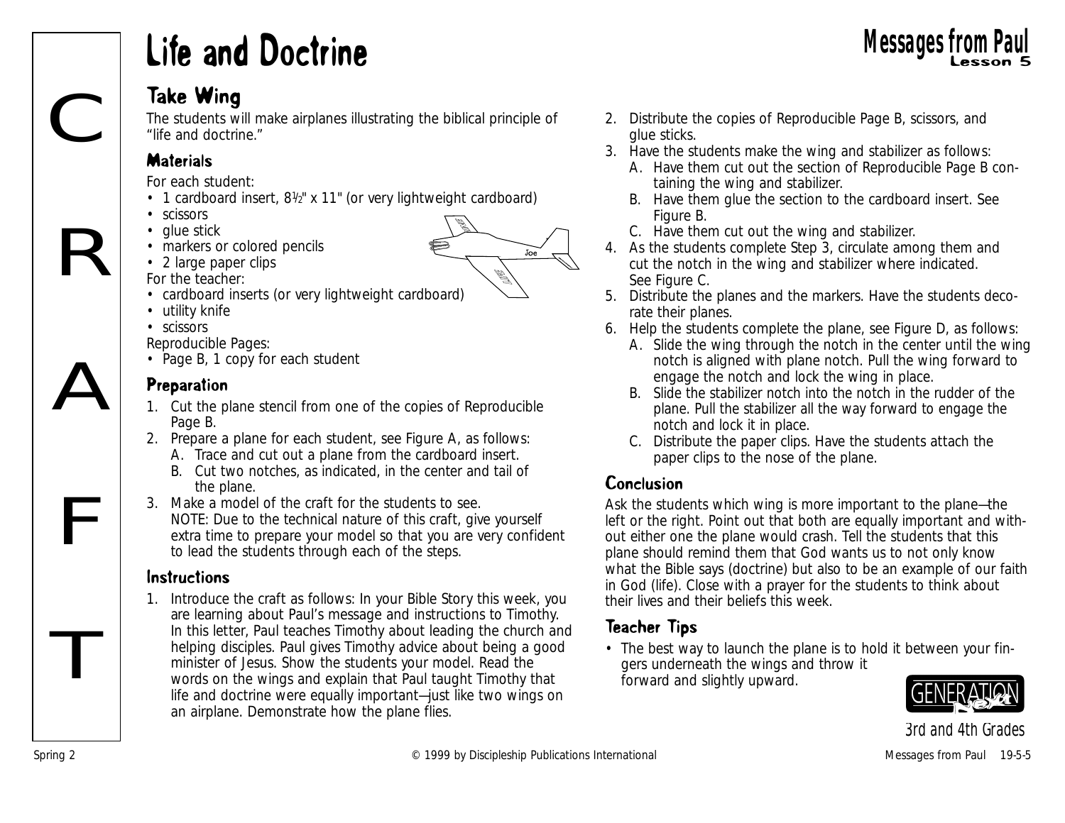# Life and Doctrine

## Take Wing

The students will make airplanes illustrating the biblical principle of "life and doctrine."

### Materials

For each student:
- 1 cardboard insert, 8½" x 11" (or very lightweight cardboard)
- scissors
- glue stick
- markers or colored pencils
- 2 large paper clips

For the teacher:
- cardboard inserts (or very lightweight cardboard)
- utility knife
- scissors

Reproducible Pages:
- Page B, 1 copy for each student

### Preparation

1. Cut the plane stencil from one of the copies of Reproducible Page B.
2. Prepare a plane for each student, see Figure A, as follows:
   A. Trace and cut out a plane from the cardboard insert.
   B. Cut two notches, as indicated, in the center and tail of the plane.
3. Make a model of the craft for the students to see.
   NOTE: Due to the technical nature of this craft, give yourself extra time to prepare your model so that you are very confident to lead the students through each of the steps.

### Instructions

1. Introduce the craft as follows: In your Bible Story this week, you are learning about Paul's message and instructions to Timothy. In this letter, Paul teaches Timothy about leading the church and helping disciples. Paul gives Timothy advice about being a good minister of Jesus. Show the students your model. Read the words on the wings and explain that Paul taught Timothy that life and doctrine were equally important—just like two wings on an airplane. Demonstrate how the plane flies.
2. Distribute the copies of Reproducible Page B, scissors, and glue sticks.
3. Have the students make the wing and stabilizer as follows:
   A. Have them cut out the section of Reproducible Page B containing the wing and stabilizer.
   B. Have them glue the section to the cardboard insert. See Figure B.
   C. Have them cut out the wing and stabilizer.
4. As the students complete Step 3, circulate among them and cut the notch in the wing and stabilizer where indicated. See Figure C.
5. Distribute the planes and the markers. Have the students decorate their planes.
6. Help the students complete the plane, see Figure D, as follows:
   A. Slide the wing through the notch in the center until the wing notch is aligned with plane notch. Pull the wing forward to engage the notch and lock the wing in place.
   B. Slide the stabilizer notch into the notch in the rudder of the plane. Pull the stabilizer all the way forward to engage the notch and lock it in place.
   C. Distribute the paper clips. Have the students attach the paper clips to the nose of the plane.

### Conclusion

Ask the students which wing is more important to the plane—the left or the right. Point out that both are equally important and without either one the plane would crash. Tell the students that this plane should remind them that God wants us to not only know what the Bible says (doctrine) but also to be an example of our faith in God (life). Close with a prayer for the students to think about their lives and their beliefs this week.

### Teacher Tips

- The best way to launch the plane is to hold it between your fingers underneath the wings and throw it forward and slightly upward.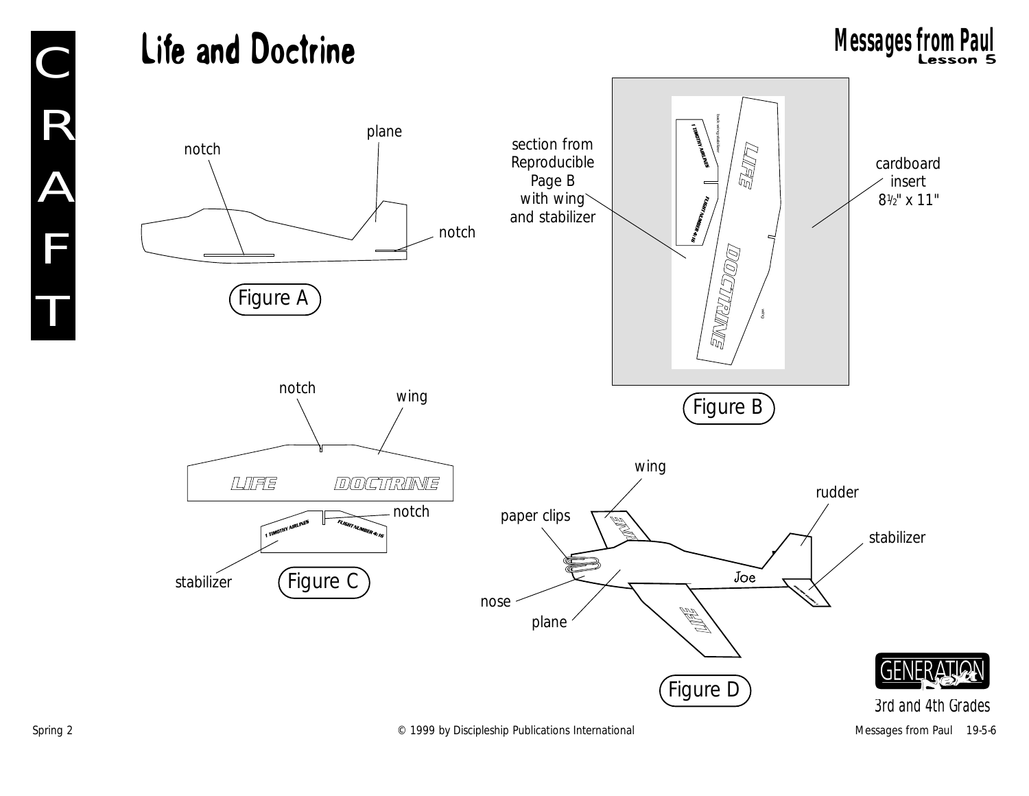# Life and Doctrine

## Messages from Paul
Lesson 5

CRAFT

notch

plane

notch

Figure A

section from Reproducible Page B with wing and stabilizer

cardboard insert 8½" x 11"

Figure B

notch

wing

LIFE DOCTRINE

notch

1 TIMOTHY AIRLINES FLIGHT NUMBER 4:16

stabilizer

Figure C

wing

rudder

stabilizer

paper clips

Joe

nose

plane

Figure D

GENERATION Next

3rd and 4th Grades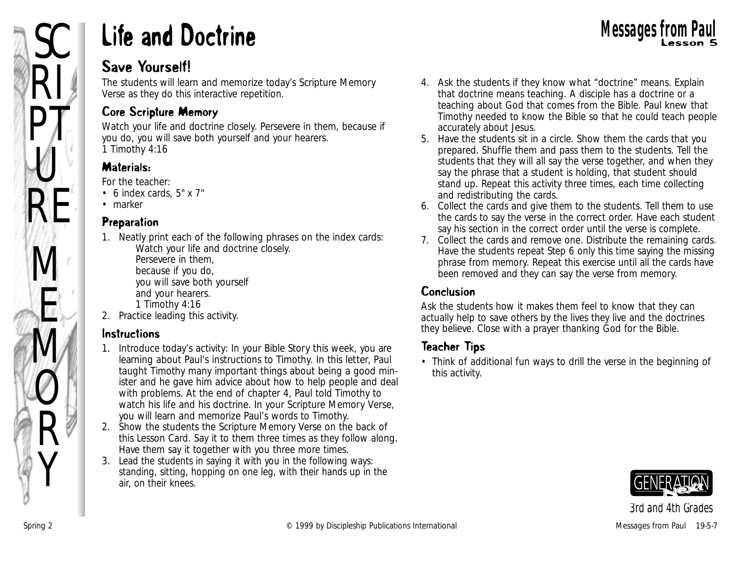# Life and Doctrine

## Save Yourself!

The students will learn and memorize today's Scripture Memory Verse as they do this interactive repetition.

### Core Scripture Memory

Watch your life and doctrine closely. Persevere in them, because if you do, you will save both yourself and your hearers.
1 Timothy 4:16

### Materials:

For the teacher:
- 6 index cards, 5" x 7"
- marker

### Preparation

1. Neatly print each of the following phrases on the index cards:
   Watch your life and doctrine closely.
   Persevere in them,
   because if you do,
   you will save both yourself
   and your hearers.
   1 Timothy 4:16
2. Practice leading this activity.

### Instructions

1. Introduce today's activity: In your Bible Story this week, you are learning about Paul's instructions to Timothy. In this letter, Paul taught Timothy many important things about being a good minister and he gave him advice about how to help people and deal with problems. At the end of chapter 4, Paul told Timothy to watch his life and his doctrine. In your Scripture Memory Verse, you will learn and memorize Paul's words to Timothy.
2. Show the students the Scripture Memory Verse on the back of this Lesson Card. Say it to them three times as they follow along. Have them say it together with you three more times.
3. Lead the students in saying it with you in the following ways: standing, sitting, hopping on one leg, with their hands up in the air, on their knees.
4. Ask the students if they know what "doctrine" means. Explain that doctrine means teaching. A disciple has a doctrine or a teaching about God that comes from the Bible. Paul knew that Timothy needed to know the Bible so that he could teach people accurately about Jesus.
5. Have the students sit in a circle. Show them the cards that you prepared. Shuffle them and pass them to the students. Tell the students that they will all say the verse together, and when they say the phrase that a student is holding, that student should stand up. Repeat this activity three times, each time collecting and redistributing the cards.
6. Collect the cards and give them to the students. Tell them to use the cards to say the verse in the correct order. Have each student say his section in the correct order until the verse is complete.
7. Collect the cards and remove one. Distribute the remaining cards. Have the students repeat Step 6 only this time saying the missing phrase from memory. Repeat this exercise until all the cards have been removed and they can say the verse from memory.

### Conclusion

Ask the students how it makes them feel to know that they can actually help to save others by the lives they live and the doctrines they believe. Close with a prayer thanking God for the Bible.

### Teacher Tips

- Think of additional fun ways to drill the verse in the beginning of this activity.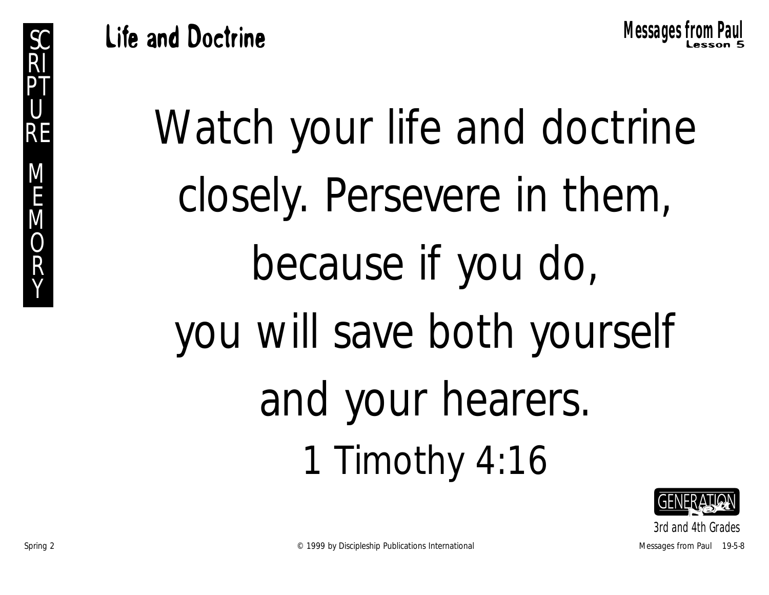SCRIPTURE MEMORY

# Life and Doctrine

**Messages from Paul**
**Lesson 5**

Watch your life and doctrine closely. Persevere in them, because if you do, you will save both yourself and your hearers.

1 Timothy 4:16

GENERATION next

3rd and 4th Grades

Spring 2 © 1999 by Discipleship Publications International Messages from Paul 19-5-8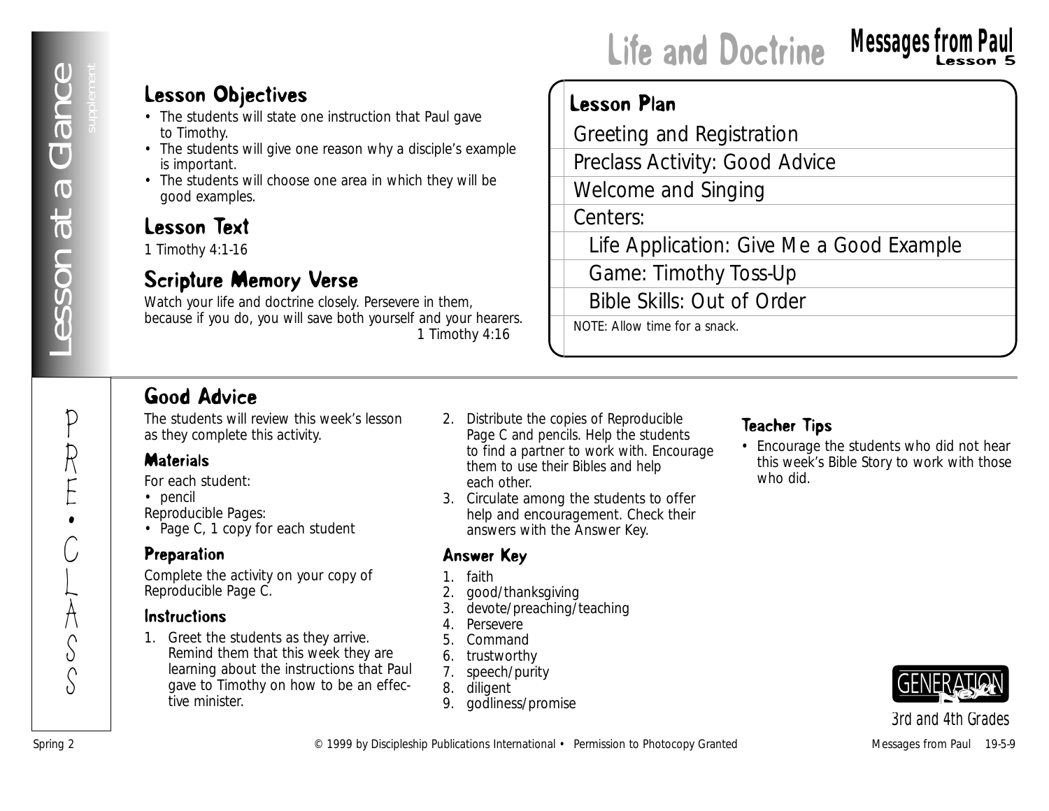# Life and Doctrine

## Messages from Paul — Lesson 5

Lesson at a Glance — supplement

### Lesson Objectives

- The students will state one instruction that Paul gave to Timothy.
- The students will give one reason why a disciple's example is important.
- The students will choose one area in which they will be good examples.

### Lesson Text

1 Timothy 4:1-16

### Scripture Memory Verse

Watch your life and doctrine closely. Persevere in them, because if you do, you will save both yourself and your hearers.
1 Timothy 4:16

### Lesson Plan

- Greeting and Registration
- Preclass Activity: Good Advice
- Welcome and Singing
- Centers:
  - Life Application: Give Me a Good Example
  - Game: Timothy Toss-Up
  - Bible Skills: Out of Order

NOTE: Allow time for a snack.

PRE•CLASS

## Good Advice

The students will review this week's lesson as they complete this activity.

### Materials

For each student:
- pencil

Reproducible Pages:
- Page C, 1 copy for each student

### Preparation

Complete the activity on your copy of Reproducible Page C.

### Instructions

1. Greet the students as they arrive. Remind them that this week they are learning about the instructions that Paul gave to Timothy on how to be an effective minister.
2. Distribute the copies of Reproducible Page C and pencils. Help the students to find a partner to work with. Encourage them to use their Bibles and help each other.
3. Circulate among the students to offer help and encouragement. Check their answers with the Answer Key.

### Answer Key

1. faith
2. good/thanksgiving
3. devote/preaching/teaching
4. Persevere
5. Command
6. trustworthy
7. speech/purity
8. diligent
9. godliness/promise

### Teacher Tips

- Encourage the students who did not hear this week's Bible Story to work with those who did.

GENERATION next

3rd and 4th Grades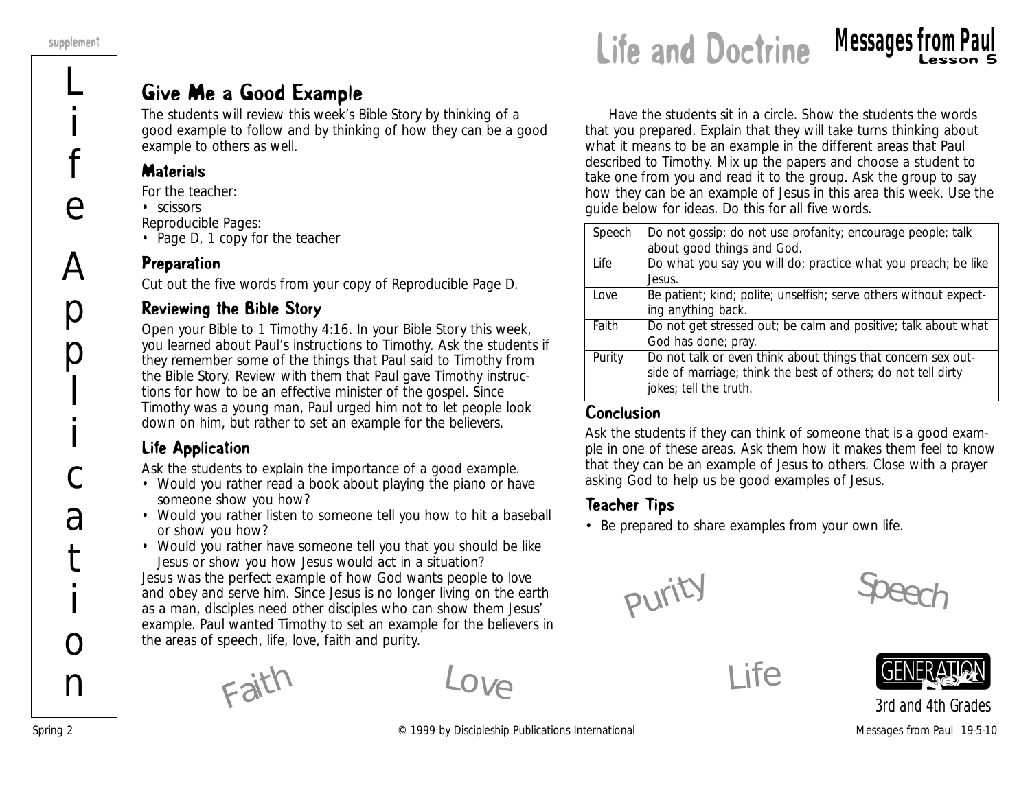# Give Me a Good Example

The students will review this week's Bible Story by thinking of a good example to follow and by thinking of how they can be a good example to others as well.

## Materials

For the teacher:
- scissors

Reproducible Pages:
- Page D, 1 copy for the teacher

## Preparation

Cut out the five words from your copy of Reproducible Page D.

## Reviewing the Bible Story

Open your Bible to 1 Timothy 4:16. In your Bible Story this week, you learned about Paul's instructions to Timothy. Ask the students if they remember some of the things that Paul said to Timothy from the Bible Story. Review with them that Paul gave Timothy instructions for how to be an effective minister of the gospel. Since Timothy was a young man, Paul urged him not to let people look down on him, but rather to set an example for the believers.

## Life Application

Ask the students to explain the importance of a good example.
- Would you rather read a book about playing the piano or have someone show you how?
- Would you rather listen to someone tell you how to hit a baseball or show you how?
- Would you rather have someone tell you that you should be like Jesus or show you how Jesus would act in a situation?

Jesus was the perfect example of how God wants people to love and obey and serve him. Since Jesus is no longer living on the earth as a man, disciples need other disciples who can show them Jesus' example. Paul wanted Timothy to set an example for the believers in the areas of speech, life, love, faith and purity.

Have the students sit in a circle. Show the students the words that you prepared. Explain that they will take turns thinking about what it means to be an example in the different areas that Paul described to Timothy. Mix up the papers and choose a student to take one from you and read it to the group. Ask the group to say how they can be an example of Jesus in this area this week. Use the guide below for ideas. Do this for all five words.

| | |
|---|---|
| Speech | Do not gossip; do not use profanity; encourage people; talk about good things and God. |
| Life | Do what you say you will do; practice what you preach; be like Jesus. |
| Love | Be patient; kind; polite; unselfish; serve others without expecting anything back. |
| Faith | Do not get stressed out; be calm and positive; talk about what God has done; pray. |
| Purity | Do not talk or even think about things that concern sex outside of marriage; think the best of others; do not tell dirty jokes; tell the truth. |

## Conclusion

Ask the students if they can think of someone that is a good example in one of these areas. Ask them how it makes them feel to know that they can be an example of Jesus to others. Close with a prayer asking God to help us be good examples of Jesus.

## Teacher Tips

- Be prepared to share examples from your own life.

Purity Speech

Faith Love Life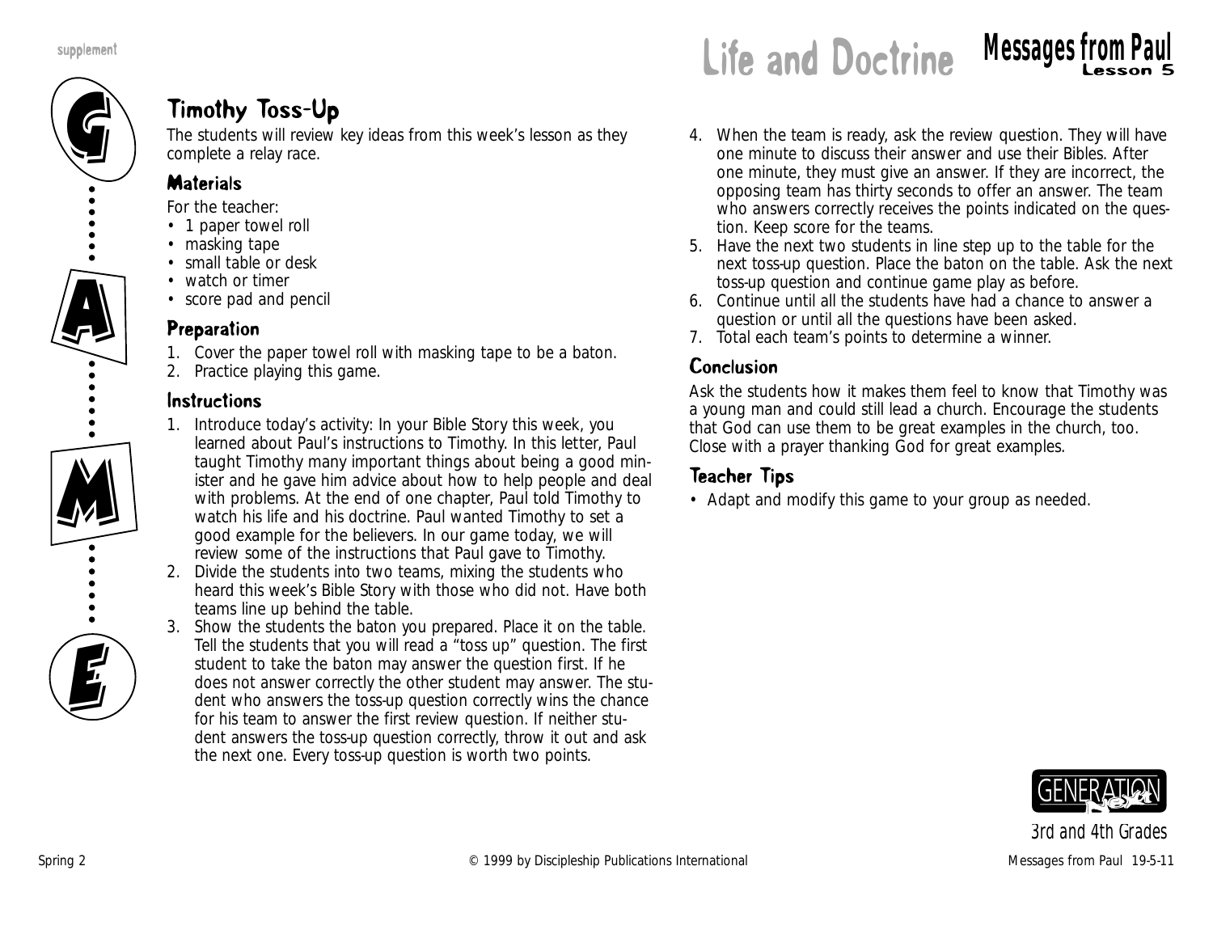# Life and Doctrine

## Timothy Toss-Up

The students will review key ideas from this week's lesson as they complete a relay race.

### Materials

For the teacher:

- 1 paper towel roll
- masking tape
- small table or desk
- watch or timer
- score pad and pencil

### Preparation

1. Cover the paper towel roll with masking tape to be a baton.
2. Practice playing this game.

### Instructions

1. Introduce today's activity: In your Bible Story this week, you learned about Paul's instructions to Timothy. In this letter, Paul taught Timothy many important things about being a good minister and he gave him advice about how to help people and deal with problems. At the end of one chapter, Paul told Timothy to watch his life and his doctrine. Paul wanted Timothy to set a good example for the believers. In our game today, we will review some of the instructions that Paul gave to Timothy.
2. Divide the students into two teams, mixing the students who heard this week's Bible Story with those who did not. Have both teams line up behind the table.
3. Show the students the baton you prepared. Place it on the table. Tell the students that you will read a "toss up" question. The first student to take the baton may answer the question first. If he does not answer correctly the other student may answer. The student who answers the toss-up question correctly wins the chance for his team to answer the first review question. If neither student answers the toss-up question correctly, throw it out and ask the next one. Every toss-up question is worth two points.
4. When the team is ready, ask the review question. They will have one minute to discuss their answer and use their Bibles. After one minute, they must give an answer. If they are incorrect, the opposing team has thirty seconds to offer an answer. The team who answers correctly receives the points indicated on the question. Keep score for the teams.
5. Have the next two students in line step up to the table for the next toss-up question. Place the baton on the table. Ask the next toss-up question and continue game play as before.
6. Continue until all the students have had a chance to answer a question or until all the questions have been asked.
7. Total each team's points to determine a winner.

### Conclusion

Ask the students how it makes them feel to know that Timothy was a young man and could still lead a church. Encourage the students that God can use them to be great examples in the church, too. Close with a prayer thanking God for great examples.

### Teacher Tips

- Adapt and modify this game to your group as needed.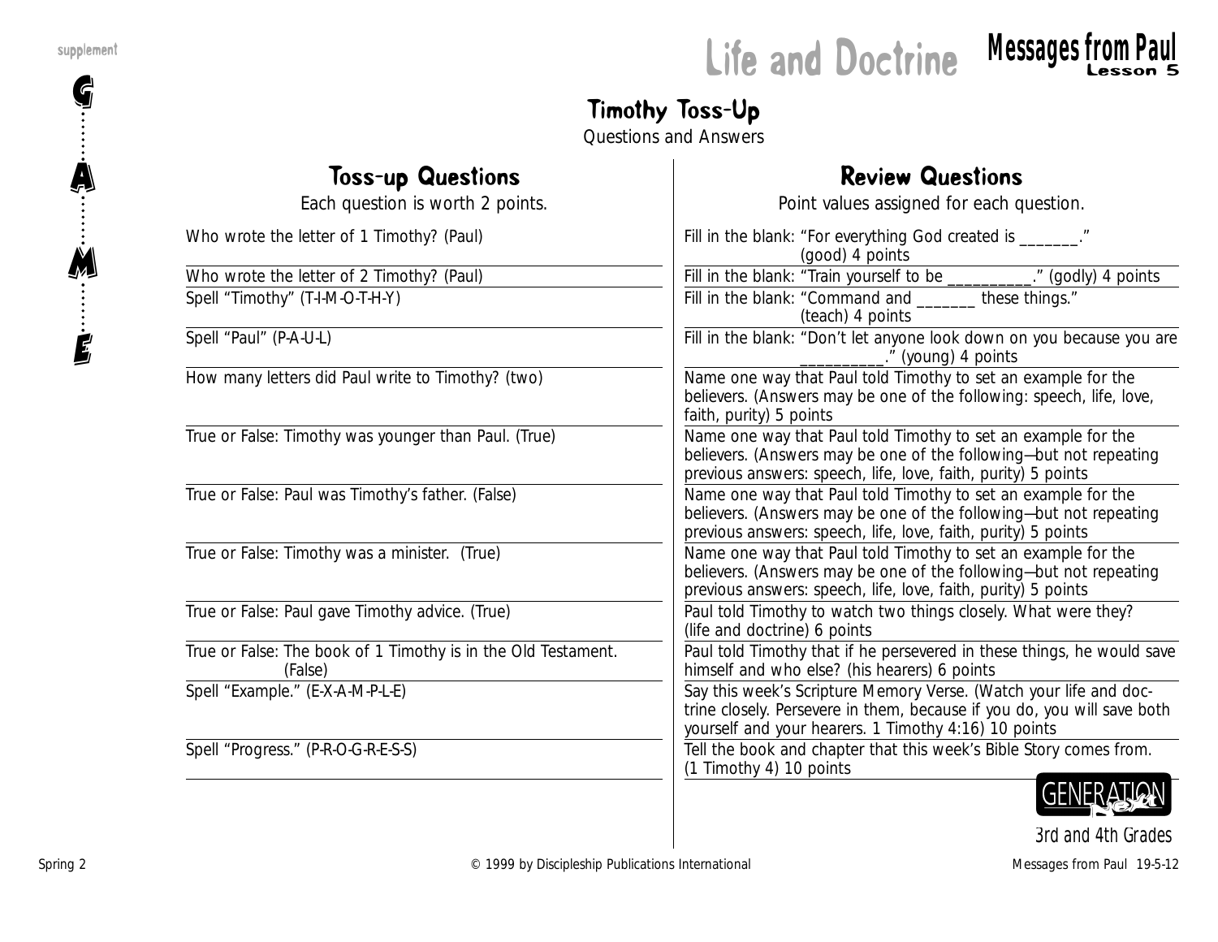# Life and Doctrine

## Messages from Paul
Lesson 5

### Timothy Toss-Up
Questions and Answers

### Toss-up Questions
Each question is worth 2 points.

- Who wrote the letter of 1 Timothy? (Paul)
- Who wrote the letter of 2 Timothy? (Paul)
- Spell "Timothy" (T-I-M-O-T-H-Y)
- Spell "Paul" (P-A-U-L)
- How many letters did Paul write to Timothy? (two)
- True or False: Timothy was younger than Paul. (True)
- True or False: Paul was Timothy's father. (False)
- True or False: Timothy was a minister. (True)
- True or False: Paul gave Timothy advice. (True)
- True or False: The book of 1 Timothy is in the Old Testament. (False)
- Spell "Example." (E-X-A-M-P-L-E)
- Spell "Progress." (P-R-O-G-R-E-S-S)

### Review Questions
Point values assigned for each question.

- Fill in the blank: "For everything God created is _______." (good) 4 points
- Fill in the blank: "Train yourself to be __________." (godly) 4 points
- Fill in the blank: "Command and _______ these things." (teach) 4 points
- Fill in the blank: "Don't let anyone look down on you because you are __________." (young) 4 points
- Name one way that Paul told Timothy to set an example for the believers. (Answers may be one of the following: speech, life, love, faith, purity) 5 points
- Name one way that Paul told Timothy to set an example for the believers. (Answers may be one of the following—but not repeating previous answers: speech, life, love, faith, purity) 5 points
- Name one way that Paul told Timothy to set an example for the believers. (Answers may be one of the following—but not repeating previous answers: speech, life, love, faith, purity) 5 points
- Name one way that Paul told Timothy to set an example for the believers. (Answers may be one of the following—but not repeating previous answers: speech, life, love, faith, purity) 5 points
- Paul told Timothy to watch two things closely. What were they? (life and doctrine) 6 points
- Paul told Timothy that if he persevered in these things, he would save himself and who else? (his hearers) 6 points
- Say this week's Scripture Memory Verse. (Watch your life and doctrine closely. Persevere in them, because if you do, you will save both yourself and your hearers. 1 Timothy 4:16) 10 points
- Tell the book and chapter that this week's Bible Story comes from. (1 Timothy 4) 10 points

GENERATION Next
3rd and 4th Grades

© 1999 by Discipleship Publications International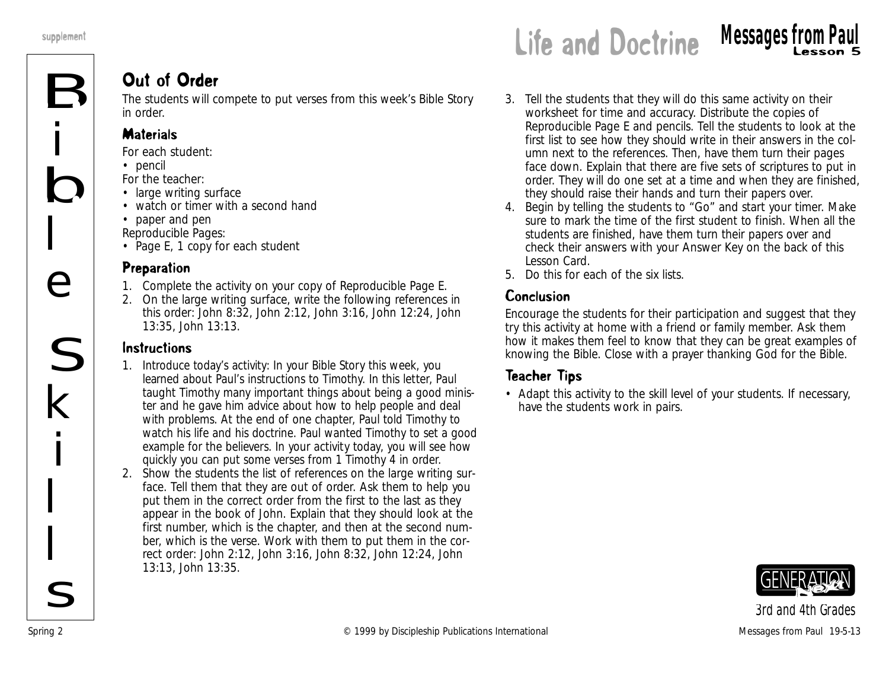# Life and Doctrine

## Messages from Paul
Lesson 5

Bible Skills

## Out of Order

The students will compete to put verses from this week's Bible Story in order.

### Materials

For each student:
- pencil

For the teacher:
- large writing surface
- watch or timer with a second hand
- paper and pen

Reproducible Pages:
- Page E, 1 copy for each student

### Preparation

1. Complete the activity on your copy of Reproducible Page E.
2. On the large writing surface, write the following references in this order: John 8:32, John 2:12, John 3:16, John 12:24, John 13:35, John 13:13.

### Instructions

1. Introduce today's activity: In your Bible Story this week, you learned about Paul's instructions to Timothy. In this letter, Paul taught Timothy many important things about being a good minister and he gave him advice about how to help people and deal with problems. At the end of one chapter, Paul told Timothy to watch his life and his doctrine. Paul wanted Timothy to set a good example for the believers. In your activity today, you will see how quickly you can put some verses from 1 Timothy 4 in order.
2. Show the students the list of references on the large writing surface. Tell them that they are out of order. Ask them to help you put them in the correct order from the first to the last as they appear in the book of John. Explain that they should look at the first number, which is the chapter, and then at the second number, which is the verse. Work with them to put them in the correct order: John 2:12, John 3:16, John 8:32, John 12:24, John 13:13, John 13:35.
3. Tell the students that they will do this same activity on their worksheet for time and accuracy. Distribute the copies of Reproducible Page E and pencils. Tell the students to look at the first list to see how they should write in their answers in the column next to the references. Then, have them turn their pages face down. Explain that there are five sets of scriptures to put in order. They will do one set at a time and when they are finished, they should raise their hands and turn their papers over.
4. Begin by telling the students to "Go" and start your timer. Make sure to mark the time of the first student to finish. When all the students are finished, have them turn their papers over and check their answers with your Answer Key on the back of this Lesson Card.
5. Do this for each of the six lists.

### Conclusion

Encourage the students for their participation and suggest that they try this activity at home with a friend or family member. Ask them how it makes them feel to know that they can be great examples of knowing the Bible. Close with a prayer thanking God for the Bible.

### Teacher Tips

- Adapt this activity to the skill level of your students. If necessary, have the students work in pairs.

3rd and 4th Grades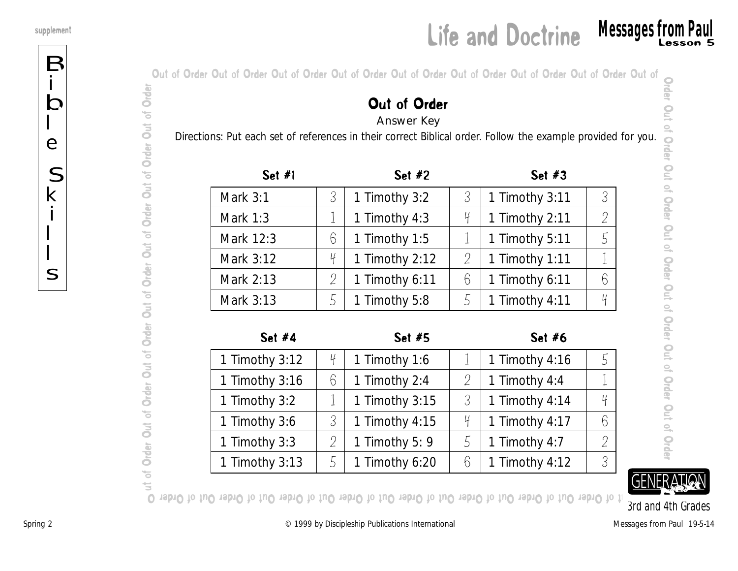## Out of Order

Answer Key

Directions: Put each set of references in their correct Biblical order. Follow the example provided for you.

| Set #1 | | Set #2 | | Set #3 | |
|---|---|---|---|---|---|
| Mark 3:1 | 3 | 1 Timothy 3:2 | 3 | 1 Timothy 3:11 | 3 |
| Mark 1:3 | 1 | 1 Timothy 4:3 | 4 | 1 Timothy 2:11 | 2 |
| Mark 12:3 | 6 | 1 Timothy 1:5 | 1 | 1 Timothy 5:11 | 5 |
| Mark 3:12 | 4 | 1 Timothy 2:12 | 2 | 1 Timothy 1:11 | 1 |
| Mark 2:13 | 2 | 1 Timothy 6:11 | 6 | 1 Timothy 6:11 | 6 |
| Mark 3:13 | 5 | 1 Timothy 5:8 | 5 | 1 Timothy 4:11 | 4 |

| Set #4 | | Set #5 | | Set #6 | |
|---|---|---|---|---|---|
| 1 Timothy 3:12 | 4 | 1 Timothy 1:6 | 1 | 1 Timothy 4:16 | 5 |
| 1 Timothy 3:16 | 6 | 1 Timothy 2:4 | 2 | 1 Timothy 4:4 | 1 |
| 1 Timothy 3:2 | 1 | 1 Timothy 3:15 | 3 | 1 Timothy 4:14 | 4 |
| 1 Timothy 3:6 | 3 | 1 Timothy 4:15 | 4 | 1 Timothy 4:17 | 6 |
| 1 Timothy 3:3 | 2 | 1 Timothy 5: 9 | 5 | 1 Timothy 4:7 | 2 |
| 1 Timothy 3:13 | 5 | 1 Timothy 6:20 | 6 | 1 Timothy 4:12 | 3 |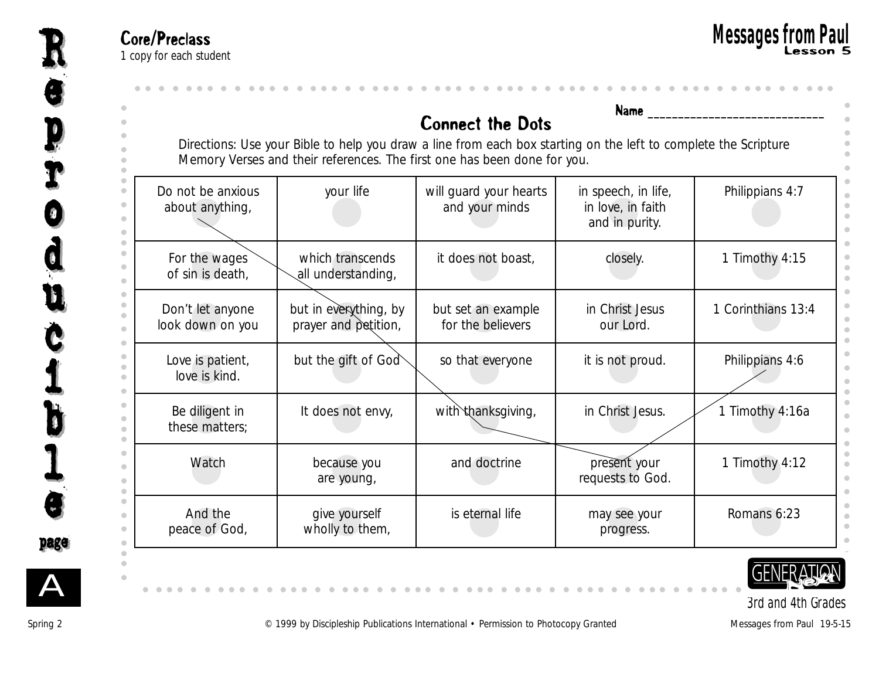Core/Preclass
*1 copy for each student*

**Messages from Paul**
**Lesson 5**

## Connect the Dots

Name ______________________________

Directions: Use your Bible to help you draw a line from each box starting on the left to complete the Scripture Memory Verses and their references. The first one has been done for you.

| | | | | |
|---|---|---|---|---|
| Do not be anxious about anything, | your life | will guard your hearts and your minds | in speech, in life, in love, in faith and in purity. | Philippians 4:7 |
| For the wages of sin is death, | which transcends all understanding, | it does not boast, | closely. | 1 Timothy 4:15 |
| Don't let anyone look down on you | but in everything, by prayer and petition, | but set an example for the believers | in Christ Jesus our Lord. | 1 Corinthians 13:4 |
| Love is patient, love is kind. | but the gift of God | so that everyone | it is not proud. | Philippians 4:6 |
| Be diligent in these matters; | It does not envy, | with thanksgiving, | in Christ Jesus. | 1 Timothy 4:16a |
| Watch | because you are young, | and doctrine | present your requests to God. | 1 Timothy 4:12 |
| And the peace of God, | give yourself wholly to them, | is eternal life | may see your progress. | Romans 6:23 |

GENERATION Next
3rd and 4th Grades

© 1999 by Discipleship Publications International • Permission to Photocopy Granted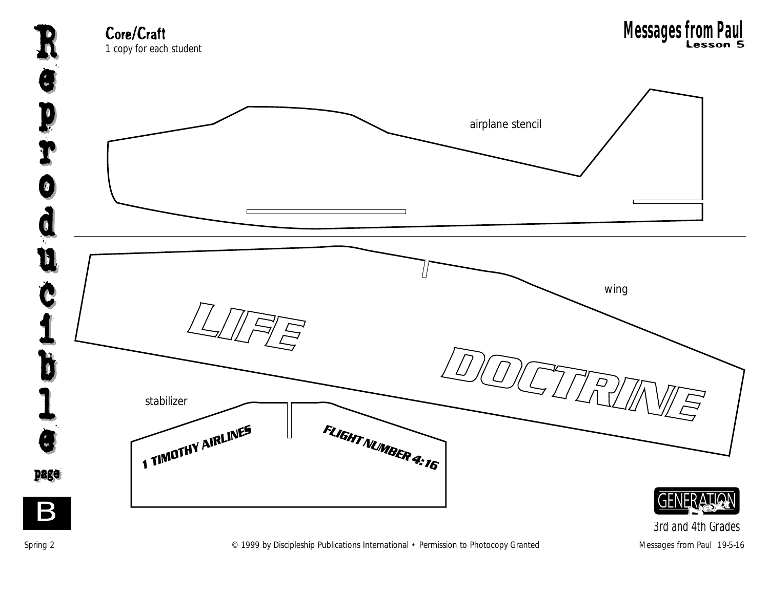**Core/Craft**
*1 copy for each student*

**Messages from Paul**
**Lesson 5**

airplane stencil

wing

LIFE

DOCTRINE

stabilizer

1 TIMOTHY AIRLINES

FLIGHT NUMBER 4:16

Reproducible page B

3rd and 4th Grades

Spring 2 © 1999 by Discipleship Publications International • Permission to Photocopy Granted Messages from Paul 19-5-16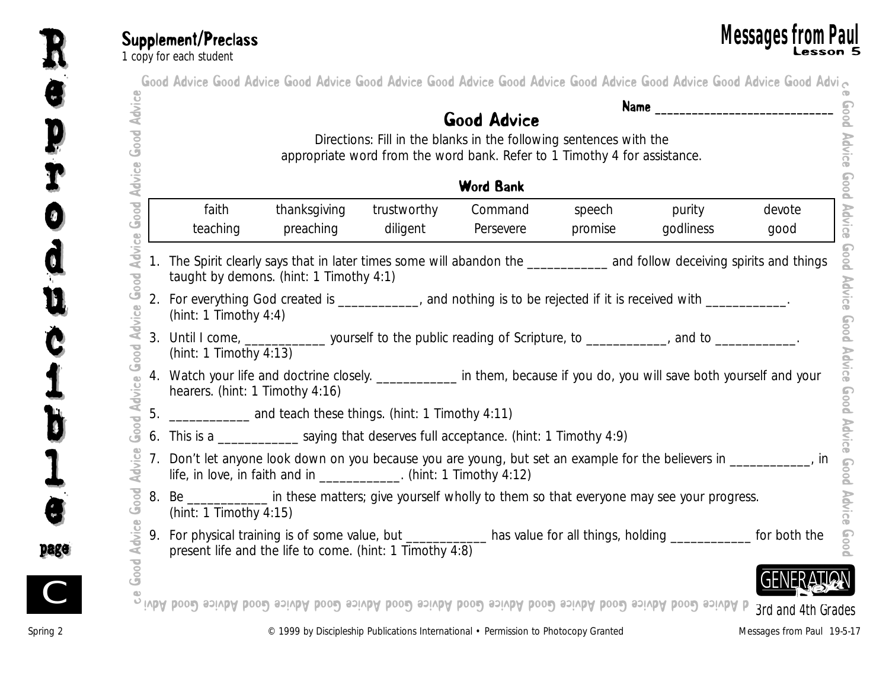**Supplement/Preclass**
*1 copy for each student*

**Messages from Paul**
**Lesson 5**

Name ____________________________

## Good Advice

Directions: Fill in the blanks in the following sentences with the appropriate word from the word bank. Refer to 1 Timothy 4 for assistance.

### Word Bank

| | | | | | | |
|---|---|---|---|---|---|---|
| faith | thanksgiving | trustworthy | Command | speech | purity | devote |
| teaching | preaching | diligent | Persevere | promise | godliness | good |

1. The Spirit clearly says that in later times some will abandon the ____________ and follow deceiving spirits and things taught by demons. (hint: 1 Timothy 4:1)
2. For everything God created is ____________, and nothing is to be rejected if it is received with ____________. (hint: 1 Timothy 4:4)
3. Until I come, ____________ yourself to the public reading of Scripture, to ____________, and to ____________. (hint: 1 Timothy 4:13)
4. Watch your life and doctrine closely. ____________ in them, because if you do, you will save both yourself and your hearers. (hint: 1 Timothy 4:16)
5. ____________ and teach these things. (hint: 1 Timothy 4:11)
6. This is a ____________ saying that deserves full acceptance. (hint: 1 Timothy 4:9)
7. Don't let anyone look down on you because you are young, but set an example for the believers in ____________, in life, in love, in faith and in ____________. (hint: 1 Timothy 4:12)
8. Be ____________ in these matters; give yourself wholly to them so that everyone may see your progress. (hint: 1 Timothy 4:15)
9. For physical training is of some value, but ____________ has value for all things, holding ____________ for both the present life and the life to come. (hint: 1 Timothy 4:8)

3rd and 4th Grades

© 1999 by Discipleship Publications International • Permission to Photocopy Granted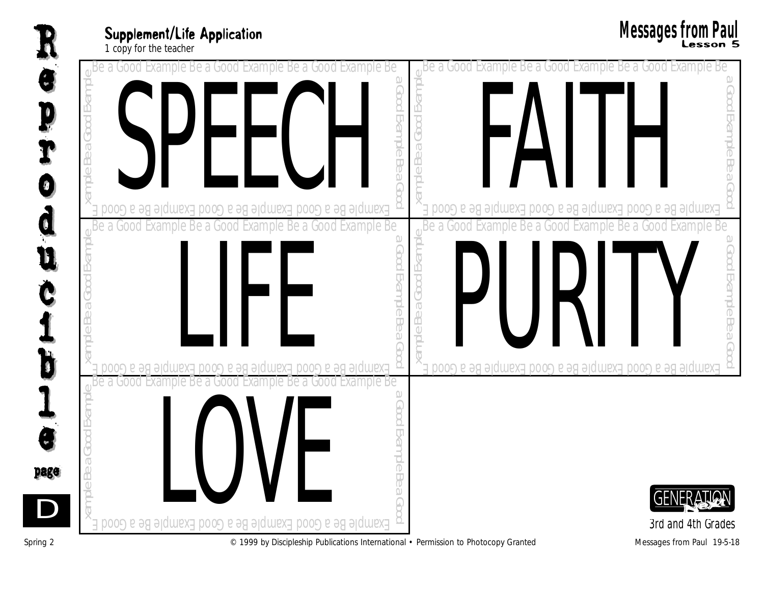## Supplement/Life Application

1 copy for the teacher

# SPEECH

# FAITH

# LIFE

# PURITY

# LOVE

3rd and 4th Grades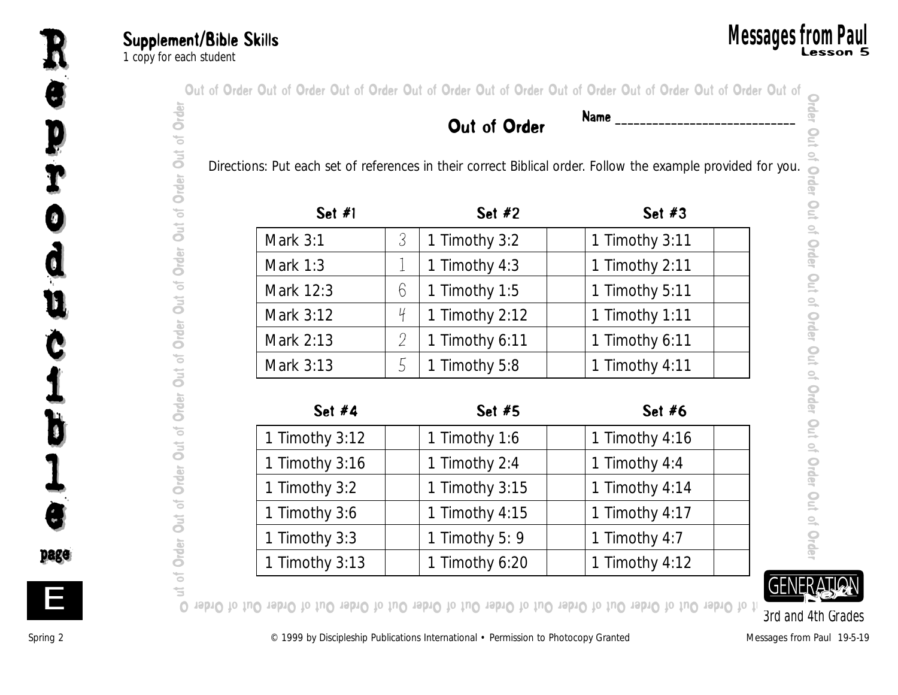**Supplement/Bible Skills**
*1 copy for each student*

## Messages from Paul
Lesson 5

### Out of Order

Name ______________________________

Directions: Put each set of references in their correct Biblical order. Follow the example provided for you.

| Set #1 | | Set #2 | | Set #3 | |
|---|---|---|---|---|---|
| Mark 3:1 | 3 | 1 Timothy 3:2 | | 1 Timothy 3:11 | |
| Mark 1:3 | 1 | 1 Timothy 4:3 | | 1 Timothy 2:11 | |
| Mark 12:3 | 6 | 1 Timothy 1:5 | | 1 Timothy 5:11 | |
| Mark 3:12 | 4 | 1 Timothy 2:12 | | 1 Timothy 1:11 | |
| Mark 2:13 | 2 | 1 Timothy 6:11 | | 1 Timothy 6:11 | |
| Mark 3:13 | 5 | 1 Timothy 5:8 | | 1 Timothy 4:11 | |

| Set #4 | | Set #5 | | Set #6 | |
|---|---|---|---|---|---|
| 1 Timothy 3:12 | | 1 Timothy 1:6 | | 1 Timothy 4:16 | |
| 1 Timothy 3:16 | | 1 Timothy 2:4 | | 1 Timothy 4:4 | |
| 1 Timothy 3:2 | | 1 Timothy 3:15 | | 1 Timothy 4:14 | |
| 1 Timothy 3:6 | | 1 Timothy 4:15 | | 1 Timothy 4:17 | |
| 1 Timothy 3:3 | | 1 Timothy 5: 9 | | 1 Timothy 4:7 | |
| 1 Timothy 3:13 | | 1 Timothy 6:20 | | 1 Timothy 4:12 | |

GENERATION Next
3rd and 4th Grades

© 1999 by Discipleship Publications International • Permission to Photocopy Granted